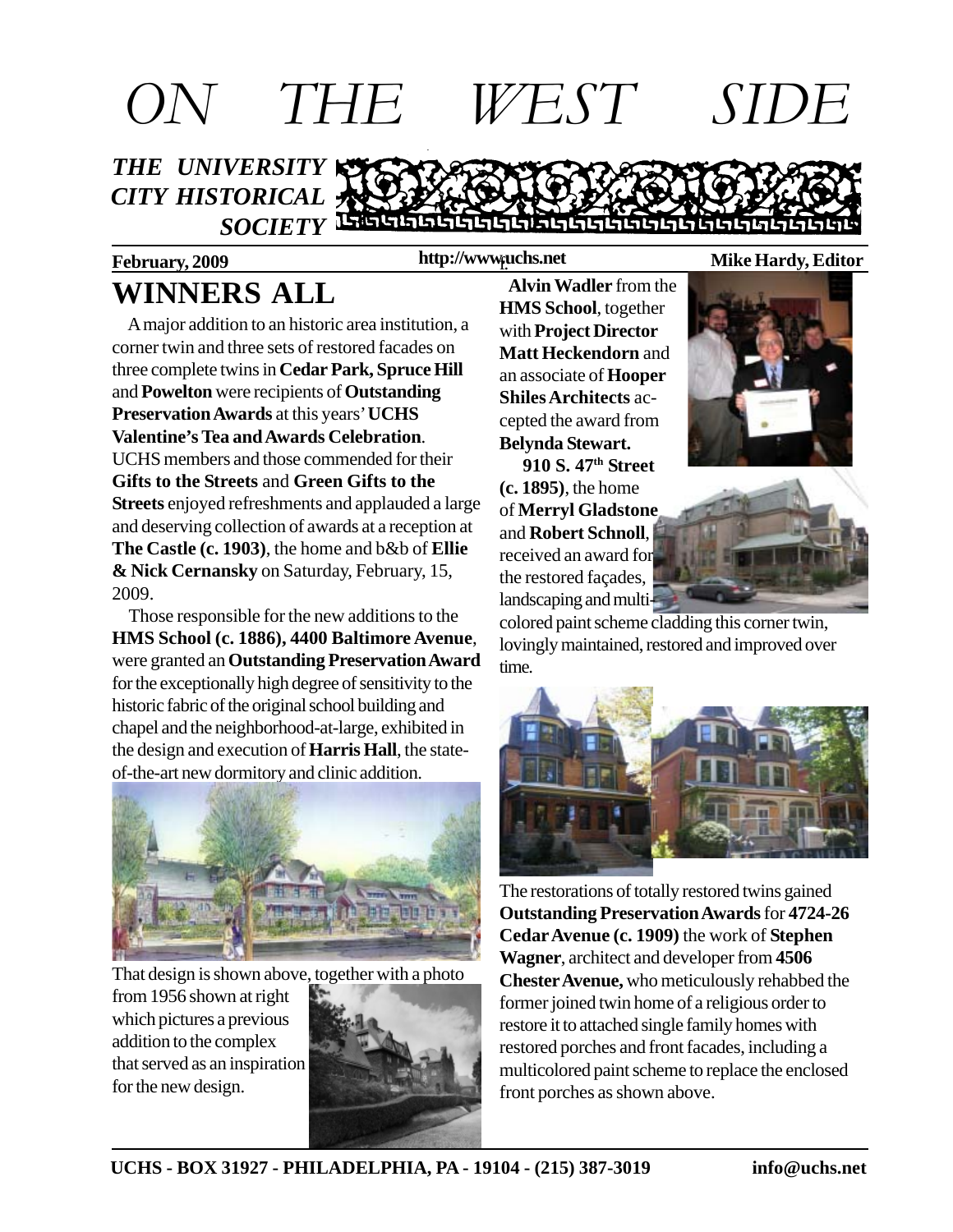# ON THE WEST SIDE

***THE UNIVERSITY CITY HISTORICAL SOCIETY***

**February, 2009** **http://www.uchs.net** **Mike Hardy, Editor**

## WINNERS ALL

A major addition to an historic area institution, a corner twin and three sets of restored facades on three complete twins in **Cedar Park, Spruce Hill** and **Powelton** were recipients of **Outstanding Preservation Awards** at this years' **UCHS Valentine's Tea and Awards Celebration**. UCHS members and those commended for their **Gifts to the Streets** and **Green Gifts to the Streets** enjoyed refreshments and applauded a large and deserving collection of awards at a reception at **The Castle (c. 1903)**, the home and b&b of **Ellie & Nick Cernansky** on Saturday, February, 15, 2009.

Those responsible for the new additions to the **HMS School (c. 1886), 4400 Baltimore Avenue**, were granted an **Outstanding Preservation Award** for the exceptionally high degree of sensitivity to the historic fabric of the original school building and chapel and the neighborhood-at-large, exhibited in the design and execution of **Harris Hall**, the state-of-the-art new dormitory and clinic addition.

That design is shown above, together with a photo from 1956 shown at right which pictures a previous addition to the complex that served as an inspiration for the new design.

**Alvin Wadler** from the **HMS School**, together with **Project Director Matt Heckendorn** and an associate of **Hooper Shiles Architects** accepted the award from **Belynda Stewart.**

**910 S. 47th Street (c. 1895)**, the home of **Merryl Gladstone** and **Robert Schnoll**, received an award for the restored façades, landscaping and multi-colored paint scheme cladding this corner twin, lovingly maintained, restored and improved over time.

The restorations of totally restored twins gained **Outstanding Preservation Awards** for **4724-26 Cedar Avenue (c. 1909)** the work of **Stephen Wagner**, architect and developer from **4506 Chester Avenue,** who meticulously rehabbed the former joined twin home of a religious order to restore it to attached single family homes with restored porches and front facades, including a multicolored paint scheme to replace the enclosed front porches as shown above.

UCHS - BOX 31927 - PHILADELPHIA, PA - 19104 - (215) 387-3019 info@uchs.net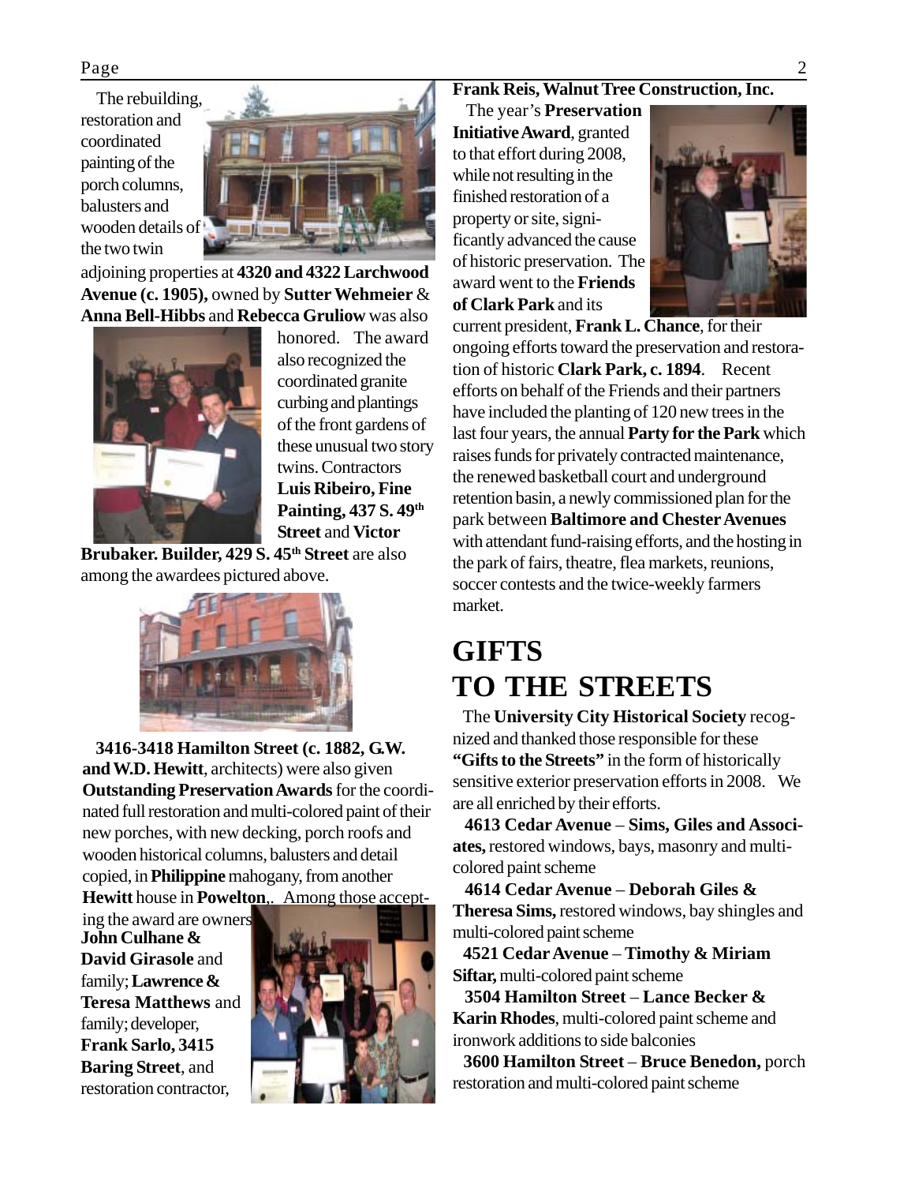The rebuilding, restoration and coordinated painting of the porch columns, balusters and wooden details of the two twin adjoining properties at **4320 and 4322 Larchwood Avenue (c. 1905),** owned by **Sutter Wehmeier** & **Anna Bell-Hibbs** and **Rebecca Gruliow** was also honored. The award also recognized the coordinated granite curbing and plantings of the front gardens of these unusual two story twins. Contractors **Luis Ribeiro, Fine Painting, 437 S. 49th Street** and **Victor Brubaker. Builder, 429 S. 45th Street** are also among the awardees pictured above.

**3416-3418 Hamilton Street (c. 1882, G.W. and W.D. Hewitt**, architects) were also given **Outstanding Preservation Awards** for the coordinated full restoration and multi-colored paint of their new porches, with new decking, porch roofs and wooden historical columns, balusters and detail copied, in **Philippine** mahogany, from another **Hewitt** house in **Powelton**,. Among those accepting the award are owners **John Culhane & David Girasole** and family; **Lawrence & Teresa Matthews** and family; developer, **Frank Sarlo, 3415 Baring Street**, and restoration contractor, **Frank Reis, Walnut Tree Construction, Inc.**

The year's **Preservation Initiative Award**, granted to that effort during 2008, while not resulting in the finished restoration of a property or site, significantly advanced the cause of historic preservation. The award went to the **Friends of Clark Park** and its current president, **Frank L. Chance**, for their ongoing efforts toward the preservation and restoration of historic **Clark Park, c. 1894**. Recent efforts on behalf of the Friends and their partners have included the planting of 120 new trees in the last four years, the annual **Party for the Park** which raises funds for privately contracted maintenance, the renewed basketball court and underground retention basin, a newly commissioned plan for the park between **Baltimore and Chester Avenues** with attendant fund-raising efforts, and the hosting in the park of fairs, theatre, flea markets, reunions, soccer contests and the twice-weekly farmers market.

# GIFTS TO THE STREETS

The **University City Historical Society** recognized and thanked those responsible for these **"Gifts to the Streets"** in the form of historically sensitive exterior preservation efforts in 2008. We are all enriched by their efforts.

**4613 Cedar Avenue** – **Sims, Giles and Associates,** restored windows, bays, masonry and multi-colored paint scheme

**4614 Cedar Avenue** – **Deborah Giles & Theresa Sims,** restored windows, bay shingles and multi-colored paint scheme

**4521 Cedar Avenue** – **Timothy & Miriam Siftar,** multi-colored paint scheme

**3504 Hamilton Street** – **Lance Becker & Karin Rhodes**, multi-colored paint scheme and ironwork additions to side balconies

**3600 Hamilton Street** – **Bruce Benedon,** porch restoration and multi-colored paint scheme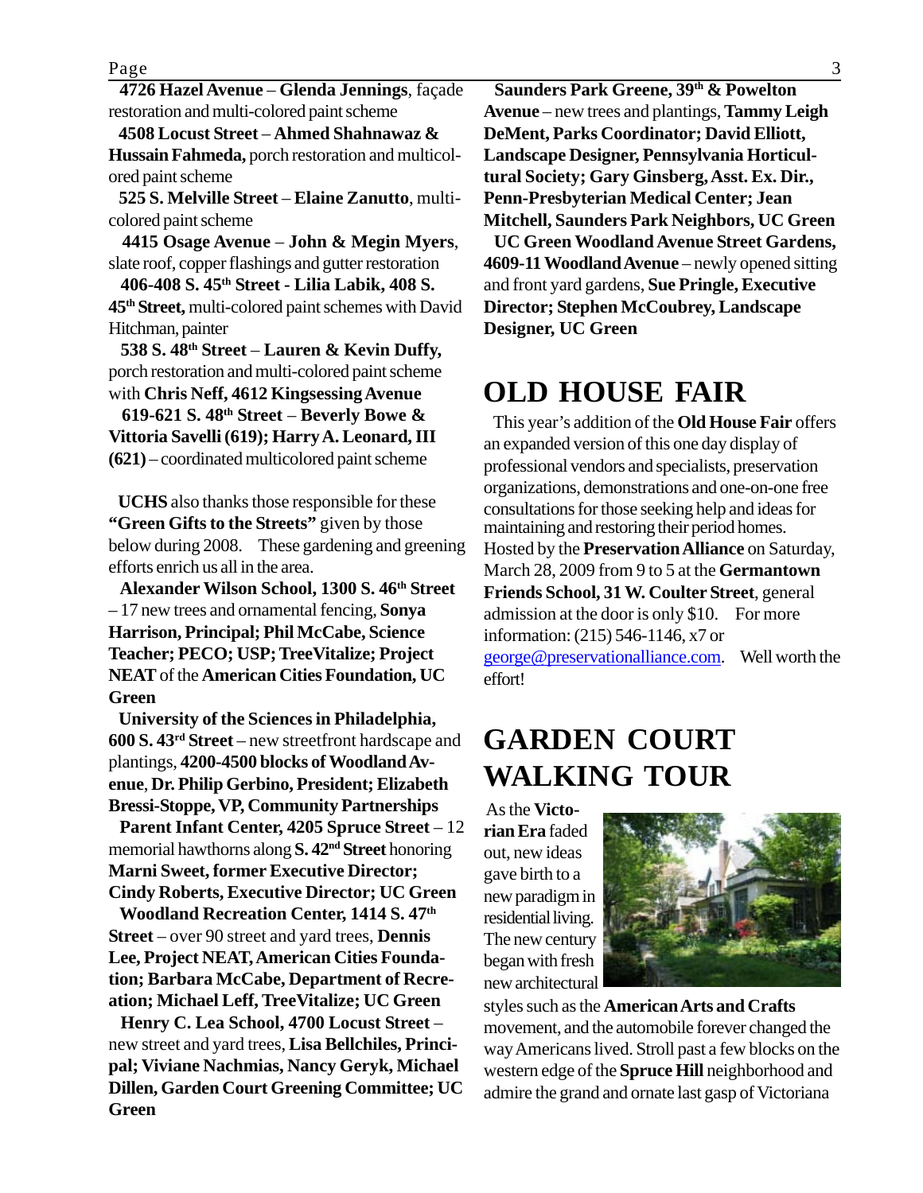**4726 Hazel Avenue** – **Glenda Jennings**, façade restoration and multi-colored paint scheme

**4508 Locust Street** – **Ahmed Shahnawaz & Hussain Fahmeda,** porch restoration and multicolored paint scheme

**525 S. Melville Street** – **Elaine Zanutto**, multi-colored paint scheme

**4415 Osage Avenue** – **John & Megin Myers**, slate roof, copper flashings and gutter restoration

**406-408 S. 45th Street - Lilia Labik, 408 S. 45th Street,** multi-colored paint schemes with David Hitchman, painter

**538 S. 48th Street** – **Lauren & Kevin Duffy,** porch restoration and multi-colored paint scheme with **Chris Neff, 4612 Kingsessing Avenue**

**619-621 S. 48th Street** – **Beverly Bowe & Vittoria Savelli (619); Harry A. Leonard, III (621)** – coordinated multicolored paint scheme

**UCHS** also thanks those responsible for these **"Green Gifts to the Streets"** given by those below during 2008. These gardening and greening efforts enrich us all in the area.

**Alexander Wilson School, 1300 S. 46th Street** – 17 new trees and ornamental fencing, **Sonya Harrison, Principal; Phil McCabe, Science Teacher; PECO; USP; TreeVitalize; Project NEAT** of the **American Cities Foundation, UC Green**

**University of the Sciences in Philadelphia, 600 S. 43rd Street** – new streetfront hardscape and plantings, **4200-4500 blocks of Woodland Avenue**, **Dr. Philip Gerbino, President; Elizabeth Bressi-Stoppe, VP, Community Partnerships**

**Parent Infant Center, 4205 Spruce Street** – 12 memorial hawthorns along **S. 42nd Street** honoring **Marni Sweet, former Executive Director; Cindy Roberts, Executive Director; UC Green**

**Woodland Recreation Center, 1414 S. 47th Street** – over 90 street and yard trees, **Dennis Lee, Project NEAT, American Cities Foundation; Barbara McCabe, Department of Recreation; Michael Leff, TreeVitalize; UC Green**

**Henry C. Lea School, 4700 Locust Street** – new street and yard trees, **Lisa Bellchiles, Principal; Viviane Nachmias, Nancy Geryk, Michael Dillen, Garden Court Greening Committee; UC Green**

**Saunders Park Greene, 39th & Powelton Avenue** – new trees and plantings, **Tammy Leigh DeMent, Parks Coordinator; David Elliott, Landscape Designer, Pennsylvania Horticultural Society; Gary Ginsberg, Asst. Ex. Dir., Penn-Presbyterian Medical Center; Jean Mitchell, Saunders Park Neighbors, UC Green**

**UC Green Woodland Avenue Street Gardens, 4609-11 Woodland Avenue** – newly opened sitting and front yard gardens, **Sue Pringle, Executive Director; Stephen McCoubrey, Landscape Designer, UC Green**

# OLD HOUSE FAIR

This year's addition of the **Old House Fair** offers an expanded version of this one day display of professional vendors and specialists, preservation organizations, demonstrations and one-on-one free consultations for those seeking help and ideas for maintaining and restoring their period homes. Hosted by the **Preservation Alliance** on Saturday, March 28, 2009 from 9 to 5 at the **Germantown Friends School, 31 W. Coulter Street**, general admission at the door is only $10. For more information: (215) 546-1146, x7 or george@preservationalliance.com. Well worth the effort!

# GARDEN COURT WALKING TOUR

As the **Victorian Era** faded out, new ideas gave birth to a new paradigm in residential living. The new century began with fresh new architectural styles such as the **American Arts and Crafts** movement, and the automobile forever changed the way Americans lived. Stroll past a few blocks on the western edge of the **Spruce Hill** neighborhood and admire the grand and ornate last gasp of Victoriana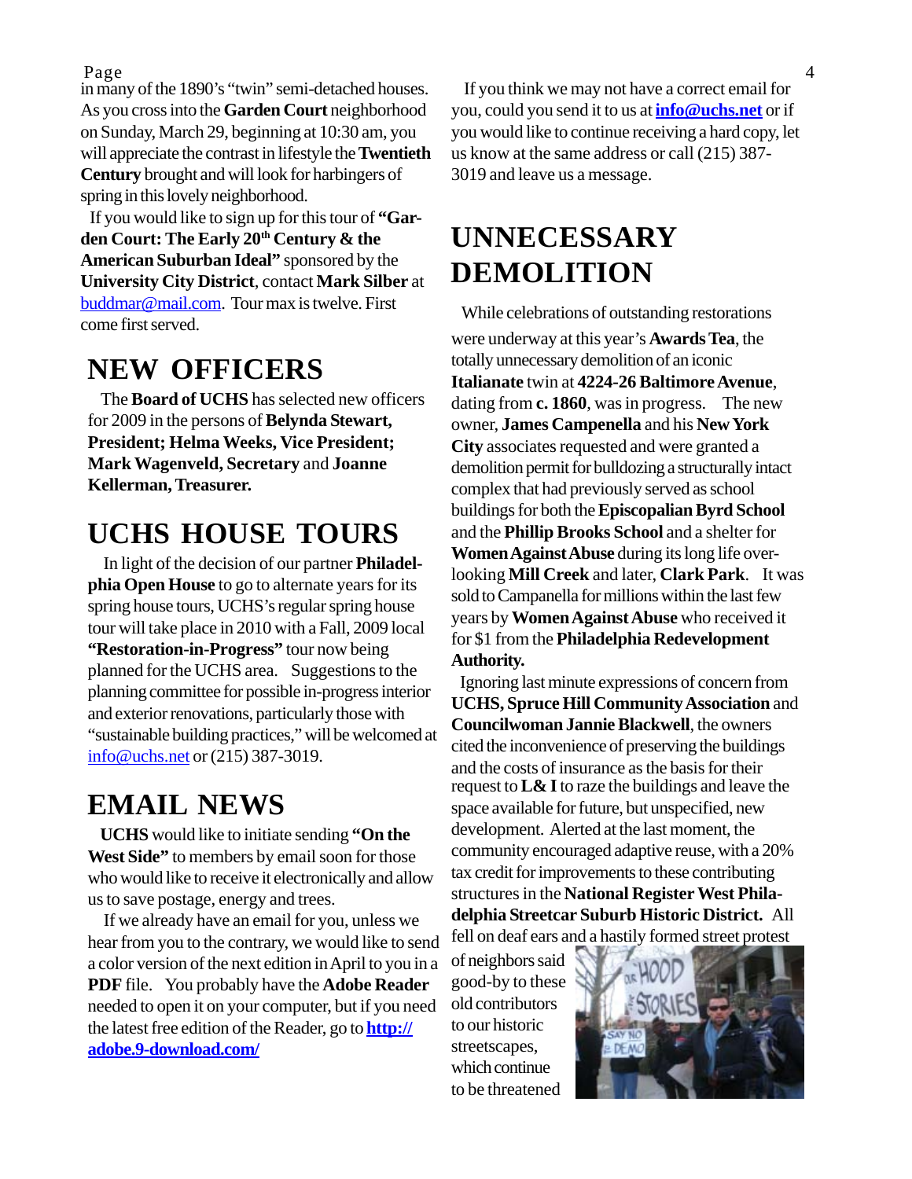in many of the 1890's "twin" semi-detached houses. As you cross into the **Garden Court** neighborhood on Sunday, March 29, beginning at 10:30 am, you will appreciate the contrast in lifestyle the **Twentieth Century** brought and will look for harbingers of spring in this lovely neighborhood.

If you would like to sign up for this tour of **"Garden Court: The Early 20th Century & the American Suburban Ideal"** sponsored by the **University City District**, contact **Mark Silber** at buddmar@mail.com. Tour max is twelve. First come first served.

## NEW OFFICERS

The **Board of UCHS** has selected new officers for 2009 in the persons of **Belynda Stewart, President; Helma Weeks, Vice President; Mark Wagenveld, Secretary** and **Joanne Kellerman, Treasurer.**

## UCHS HOUSE TOURS

In light of the decision of our partner **Philadelphia Open House** to go to alternate years for its spring house tours, UCHS's regular spring house tour will take place in 2010 with a Fall, 2009 local **"Restoration-in-Progress"** tour now being planned for the UCHS area. Suggestions to the planning committee for possible in-progress interior and exterior renovations, particularly those with "sustainable building practices," will be welcomed at info@uchs.net or (215) 387-3019.

## EMAIL NEWS

**UCHS** would like to initiate sending **"On the West Side"** to members by email soon for those who would like to receive it electronically and allow us to save postage, energy and trees.

If we already have an email for you, unless we hear from you to the contrary, we would like to send a color version of the next edition in April to you in a **PDF** file. You probably have the **Adobe Reader** needed to open it on your computer, but if you need the latest free edition of the Reader, go to **http://adobe.9-download.com/**

If you think we may not have a correct email for you, could you send it to us at **info@uchs.net** or if you would like to continue receiving a hard copy, let us know at the same address or call (215) 387-3019 and leave us a message.

## UNNECESSARY DEMOLITION

While celebrations of outstanding restorations were underway at this year's **Awards Tea**, the totally unnecessary demolition of an iconic **Italianate** twin at **4224-26 Baltimore Avenue**, dating from **c. 1860**, was in progress. The new owner, **James Campenella** and his **New York City** associates requested and were granted a demolition permit for bulldozing a structurally intact complex that had previously served as school buildings for both the **Episcopalian Byrd School** and the **Phillip Brooks School** and a shelter for **Women Against Abuse** during its long life overlooking **Mill Creek** and later, **Clark Park**. It was sold to Campanella for millions within the last few years by **Women Against Abuse** who received it for $1 from the **Philadelphia Redevelopment Authority.**

Ignoring last minute expressions of concern from **UCHS, Spruce Hill Community Association** and **Councilwoman Jannie Blackwell**, the owners cited the inconvenience of preserving the buildings and the costs of insurance as the basis for their request to **L& I** to raze the buildings and leave the space available for future, but unspecified, new development. Alerted at the last moment, the community encouraged adaptive reuse, with a 20% tax credit for improvements to these contributing structures in the **National Register West Philadelphia Streetcar Suburb Historic District.** All fell on deaf ears and a hastily formed street protest of neighbors said good-by to these old contributors to our historic streetscapes, which continue to be threatened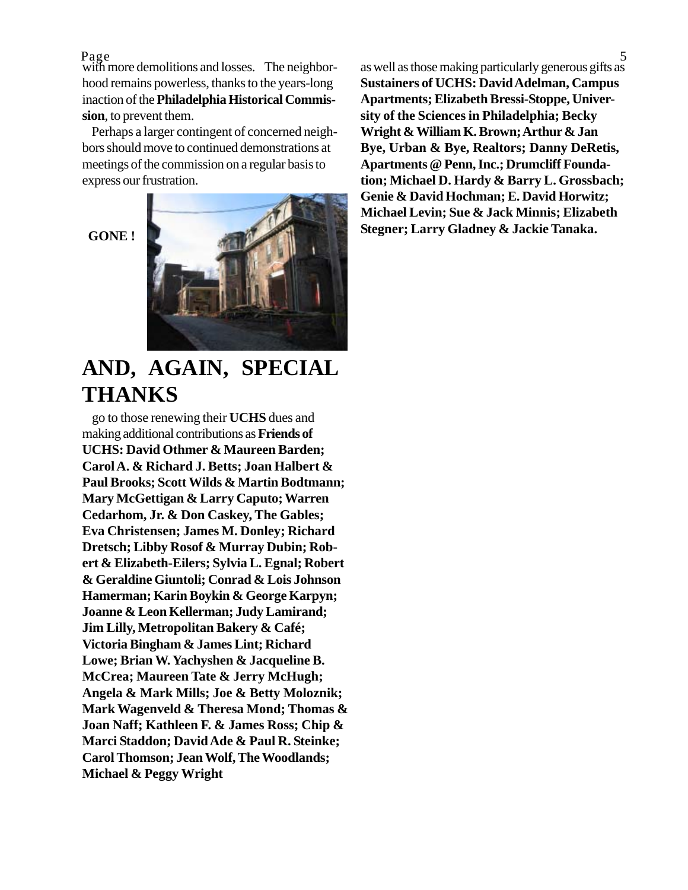with more demolitions and losses. The neighborhood remains powerless, thanks to the years-long inaction of the **Philadelphia Historical Commission**, to prevent them.

Perhaps a larger contingent of concerned neighbors should move to continued demonstrations at meetings of the commission on a regular basis to express our frustration.

**GONE !**

# AND, AGAIN, SPECIAL THANKS

go to those renewing their **UCHS** dues and making additional contributions as **Friends of UCHS: David Othmer & Maureen Barden; Carol A. & Richard J. Betts; Joan Halbert & Paul Brooks; Scott Wilds & Martin Bodtmann; Mary McGettigan & Larry Caputo; Warren Cedarhom, Jr. & Don Caskey, The Gables; Eva Christensen; James M. Donley; Richard Dretsch; Libby Rosof & Murray Dubin; Robert & Elizabeth-Eilers; Sylvia L. Egnal; Robert & Geraldine Giuntoli; Conrad & Lois Johnson Hamerman; Karin Boykin & George Karpyn; Joanne & Leon Kellerman; Judy Lamirand; Jim Lilly, Metropolitan Bakery & Café; Victoria Bingham & James Lint; Richard Lowe; Brian W. Yachyshen & Jacqueline B. McCrea; Maureen Tate & Jerry McHugh; Angela & Mark Mills; Joe & Betty Moloznik; Mark Wagenveld & Theresa Mond; Thomas & Joan Naff; Kathleen F. & James Ross; Chip & Marci Staddon; David Ade & Paul R. Steinke; Carol Thomson; Jean Wolf, The Woodlands; Michael & Peggy Wright**

as well as those making particularly generous gifts as **Sustainers of UCHS: David Adelman, Campus Apartments; Elizabeth Bressi-Stoppe, University of the Sciences in Philadelphia; Becky Wright & William K. Brown; Arthur & Jan Bye, Urban & Bye, Realtors; Danny DeRetis, Apartments @ Penn, Inc.; Drumcliff Foundation; Michael D. Hardy & Barry L. Grossbach; Genie & David Hochman; E. David Horwitz; Michael Levin; Sue & Jack Minnis; Elizabeth Stegner; Larry Gladney & Jackie Tanaka.**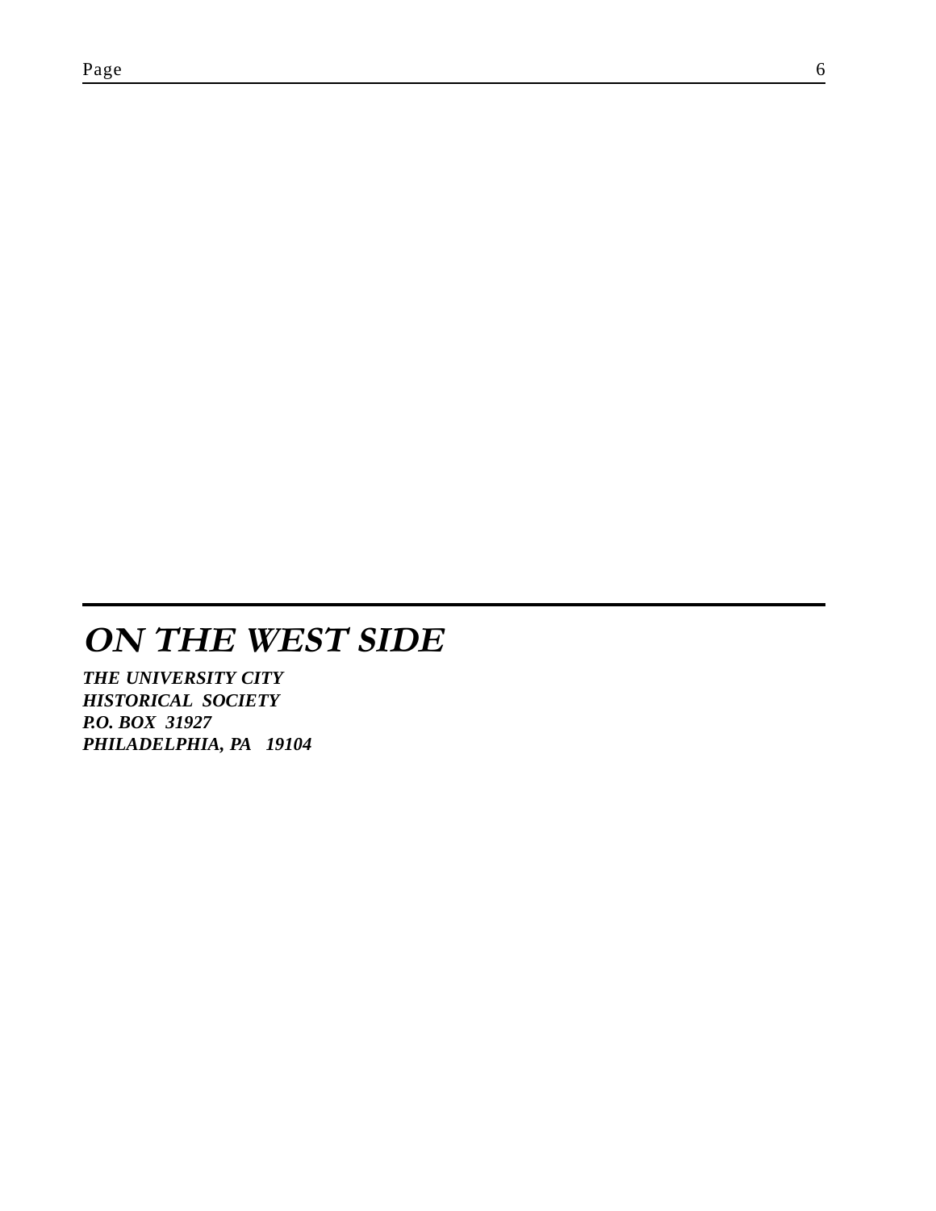# *ON THE WEST SIDE*

***THE UNIVERSITY CITY***
***HISTORICAL SOCIETY***
***P.O. BOX 31927***
***PHILADELPHIA, PA 19104***